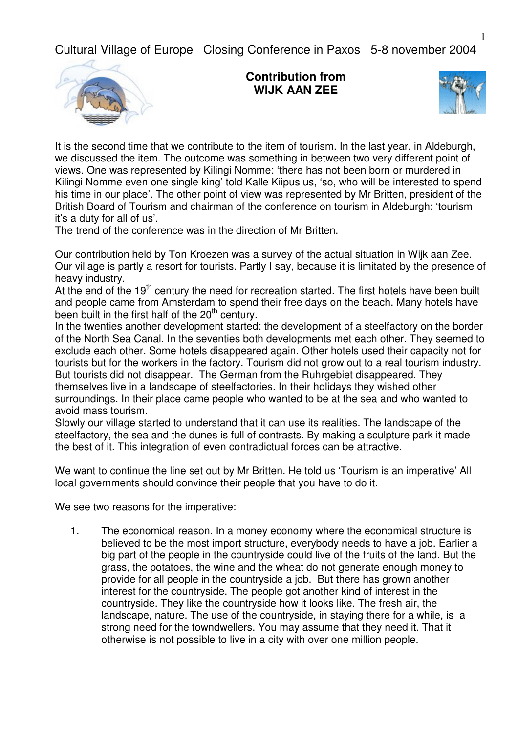Cultural Village of Europe Closing Conference in Paxos 5-8 november 2004

## Contribution from WIJK AAN ZEE

It is the second time that we contribute to the item of tourism. In the last year, in Aldeburgh, we discussed the item. The outcome was something in between two very different point of views. One was represented by Kilingi Nomme: 'there has not been born or murdered in Kilingi Nomme even one single king' told Kalle Kiipus us, 'so, who will be interested to spend his time in our place'. The other point of view was represented by Mr Britten, president of the British Board of Tourism and chairman of the conference on tourism in Aldeburgh: 'tourism it's a duty for all of us'.
The trend of the conference was in the direction of Mr Britten.

Our contribution held by Ton Kroezen was a survey of the actual situation in Wijk aan Zee. Our village is partly a resort for tourists. Partly I say, because it is limited by the presence of heavy industry.
At the end of the 19th century the need for recreation started. The first hotels have been built and people came from Amsterdam to spend their free days on the beach. Many hotels have been built in the first half of the 20th century.
In the twenties another development started: the development of a steelfactory on the border of the North Sea Canal. In the seventies both developments met each other. They seemed to exclude each other. Some hotels disappeared again. Other hotels used their capacity not for tourists but for the workers in the factory. Tourism did not grow out to a real tourism industry. But tourists did not disappear. The German from the Ruhrgebiet disappeared. They themselves live in a landscape of steelfactories. In their holidays they wished other surroundings. In their place came people who wanted to be at the sea and who wanted to avoid mass tourism.
Slowly our village started to understand that it can use its realities. The landscape of the steelfactory, the sea and the dunes is full of contrasts. By making a sculpture park it made the best of it. This integration of even contradictual forces can be attractive.

We want to continue the line set out by Mr Britten. He told us 'Tourism is an imperative' All local governments should convince their people that you have to do it.

We see two reasons for the imperative:

1. The economical reason. In a money economy where the economical structure is believed to be the most import structure, everybody needs to have a job. Earlier a big part of the people in the countryside could live of the fruits of the land. But the grass, the potatoes, the wine and the wheat do not generate enough money to provide for all people in the countryside a job. But there has grown another interest for the countryside. The people got another kind of interest in the countryside. They like the countryside how it looks like. The fresh air, the landscape, nature. The use of the countryside, in staying there for a while, is a strong need for the towndwellers. You may assume that they need it. That it otherwise is not possible to live in a city with over one million people.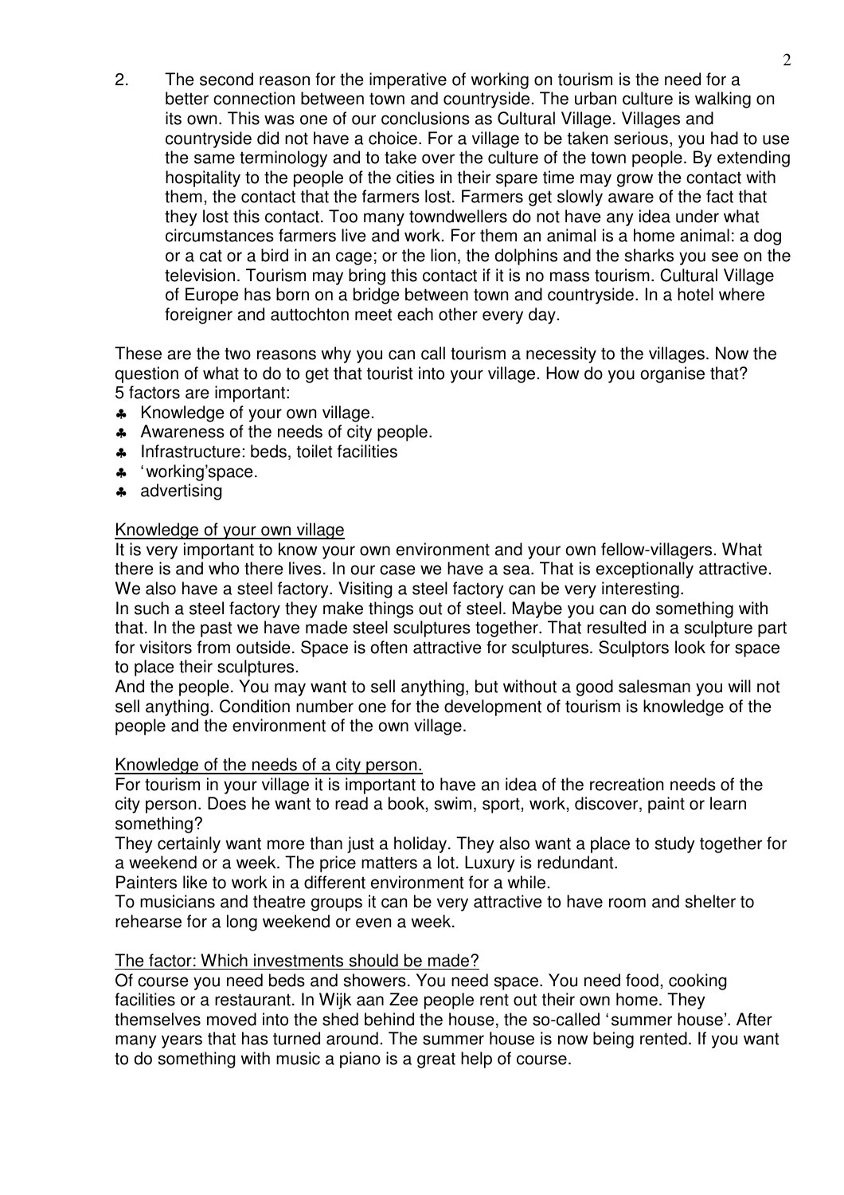2. The second reason for the imperative of working on tourism is the need for a better connection between town and countryside. The urban culture is walking on its own. This was one of our conclusions as Cultural Village. Villages and countryside did not have a choice. For a village to be taken serious, you had to use the same terminology and to take over the culture of the town people. By extending hospitality to the people of the cities in their spare time may grow the contact with them, the contact that the farmers lost. Farmers get slowly aware of the fact that they lost this contact. Too many towndwellers do not have any idea under what circumstances farmers live and work. For them an animal is a home animal: a dog or a cat or a bird in an cage; or the lion, the dolphins and the sharks you see on the television. Tourism may bring this contact if it is no mass tourism. Cultural Village of Europe has born on a bridge between town and countryside. In a hotel where foreigner and auttochton meet each other every day.

These are the two reasons why you can call tourism a necessity to the villages. Now the question of what to do to get that tourist into your village. How do you organise that? 5 factors are important:

- Knowledge of your own village.
- Awareness of the needs of city people.
- Infrastructure: beds, toilet facilities
- 'working'space.
- advertising

Knowledge of your own village

It is very important to know your own environment and your own fellow-villagers. What there is and who there lives. In our case we have a sea. That is exceptionally attractive. We also have a steel factory. Visiting a steel factory can be very interesting.
In such a steel factory they make things out of steel. Maybe you can do something with that. In the past we have made steel sculptures together. That resulted in a sculpture part for visitors from outside. Space is often attractive for sculptures. Sculptors look for space to place their sculptures.
And the people. You may want to sell anything, but without a good salesman you will not sell anything. Condition number one for the development of tourism is knowledge of the people and the environment of the own village.

Knowledge of the needs of a city person.

For tourism in your village it is important to have an idea of the recreation needs of the city person. Does he want to read a book, swim, sport, work, discover, paint or learn something?
They certainly want more than just a holiday. They also want a place to study together for a weekend or a week. The price matters a lot. Luxury is redundant.
Painters like to work in a different environment for a while.
To musicians and theatre groups it can be very attractive to have room and shelter to rehearse for a long weekend or even a week.

The factor: Which investments should be made?

Of course you need beds and showers. You need space. You need food, cooking facilities or a restaurant. In Wijk aan Zee people rent out their own home. They themselves moved into the shed behind the house, the so-called 'summer house'. After many years that has turned around. The summer house is now being rented. If you want to do something with music a piano is a great help of course.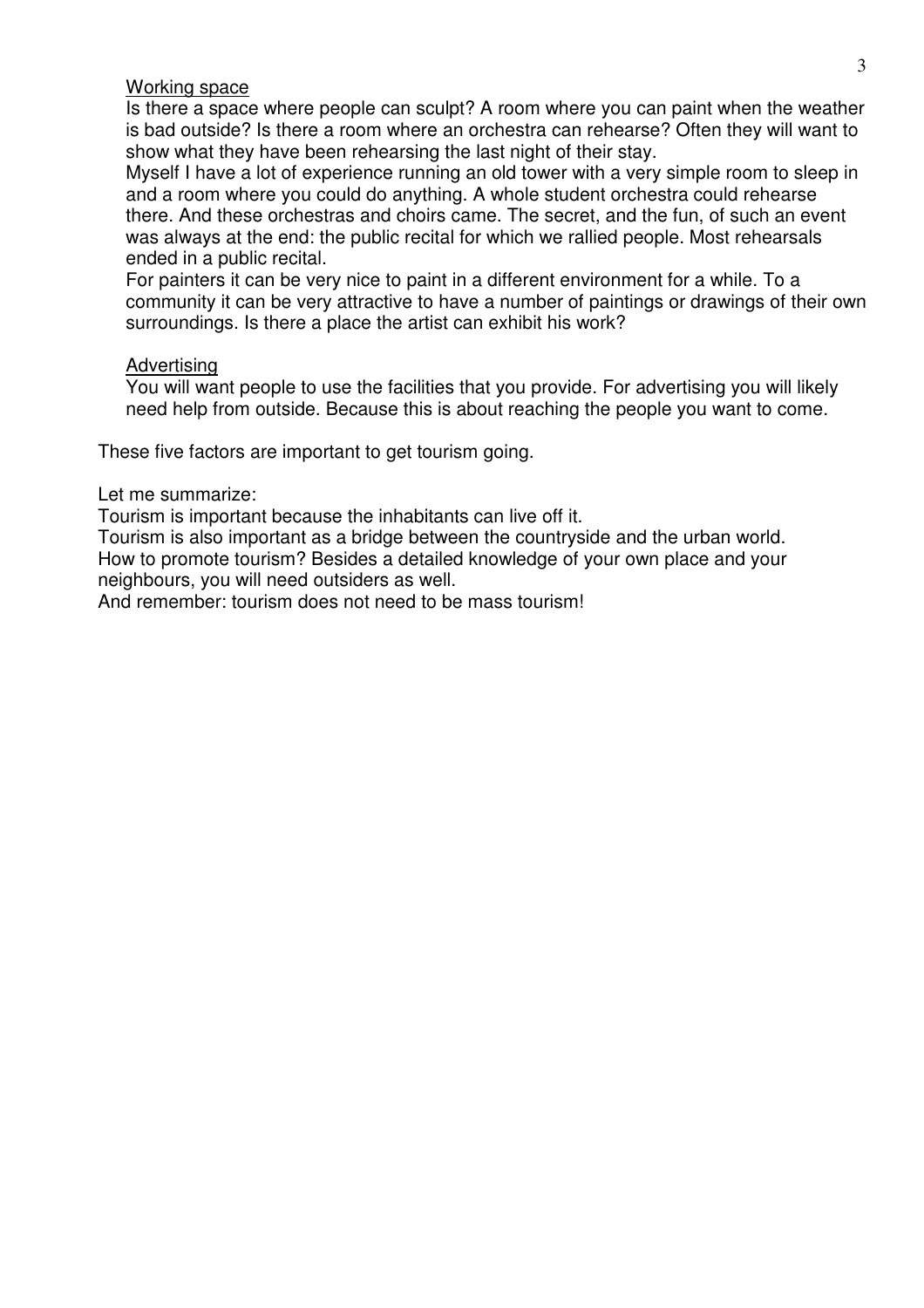<u>Working space</u>

Is there a space where people can sculpt? A room where you can paint when the weather is bad outside? Is there a room where an orchestra can rehearse? Often they will want to show what they have been rehearsing the last night of their stay.

Myself I have a lot of experience running an old tower with a very simple room to sleep in and a room where you could do anything. A whole student orchestra could rehearse there. And these orchestras and choirs came. The secret, and the fun, of such an event was always at the end: the public recital for which we rallied people. Most rehearsals ended in a public recital.

For painters it can be very nice to paint in a different environment for a while. To a community it can be very attractive to have a number of paintings or drawings of their own surroundings. Is there a place the artist can exhibit his work?

<u>Advertising</u>

You will want people to use the facilities that you provide. For advertising you will likely need help from outside. Because this is about reaching the people you want to come.

These five factors are important to get tourism going.

Let me summarize:

Tourism is important because the inhabitants can live off it.

Tourism is also important as a bridge between the countryside and the urban world.

How to promote tourism? Besides a detailed knowledge of your own place and your neighbours, you will need outsiders as well.

And remember: tourism does not need to be mass tourism!